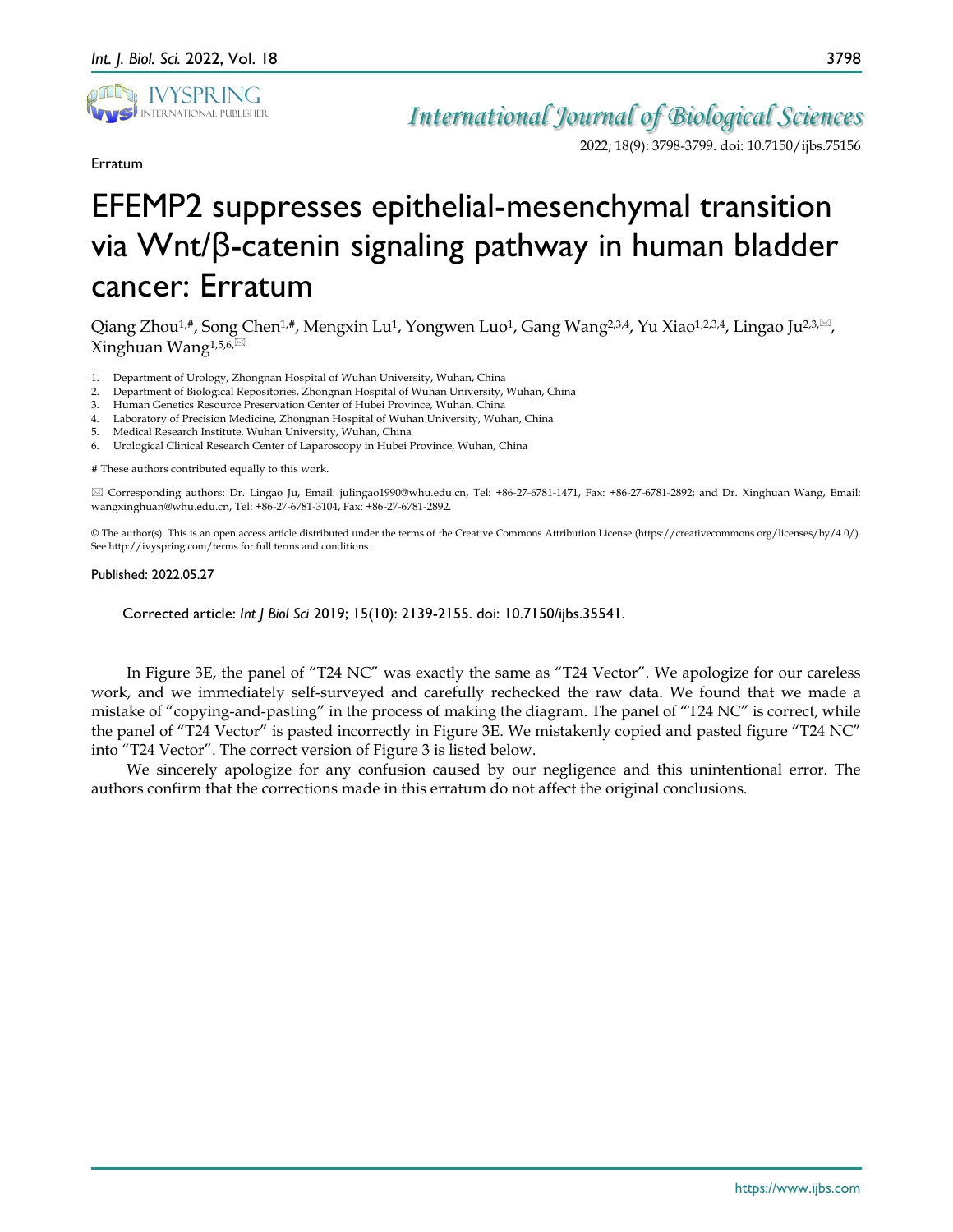Erratum

2022; 18(9): 3798-3799. doi: 10.7150/ijbs.75156

# EFEMP2 suppresses epithelial-mesenchymal transition via Wnt/β-catenin signaling pathway in human bladder cancer: Erratum

Qiang Zhou[1,#], Song Chen[1,#], Mengxin Lu[1], Yongwen Luo[1], Gang Wang[2,3,4], Yu Xiao[1,2,3,4], Lingao Ju[2,3,✉], Xinghuan Wang[1,5,6,✉]

1. Department of Urology, Zhongnan Hospital of Wuhan University, Wuhan, China
2. Department of Biological Repositories, Zhongnan Hospital of Wuhan University, Wuhan, China
3. Human Genetics Resource Preservation Center of Hubei Province, Wuhan, China
4. Laboratory of Precision Medicine, Zhongnan Hospital of Wuhan University, Wuhan, China
5. Medical Research Institute, Wuhan University, Wuhan, China
6. Urological Clinical Research Center of Laparoscopy in Hubei Province, Wuhan, China

# These authors contributed equally to this work.

✉ Corresponding authors: Dr. Lingao Ju, Email: julingao1990@whu.edu.cn, Tel: +86-27-6781-1471, Fax: +86-27-6781-2892; and Dr. Xinghuan Wang, Email: wangxinghuan@whu.edu.cn, Tel: +86-27-6781-3104, Fax: +86-27-6781-2892.

© The author(s). This is an open access article distributed under the terms of the Creative Commons Attribution License (https://creativecommons.org/licenses/by/4.0/). See http://ivyspring.com/terms for full terms and conditions.

Published: 2022.05.27

Corrected article: *Int J Biol Sci* 2019; 15(10): 2139-2155. doi: 10.7150/ijbs.35541.

In Figure 3E, the panel of "T24 NC" was exactly the same as "T24 Vector". We apologize for our careless work, and we immediately self-surveyed and carefully rechecked the raw data. We found that we made a mistake of "copying-and-pasting" in the process of making the diagram. The panel of "T24 NC" is correct, while the panel of "T24 Vector" is pasted incorrectly in Figure 3E. We mistakenly copied and pasted figure "T24 NC" into "T24 Vector". The correct version of Figure 3 is listed below.

We sincerely apologize for any confusion caused by our negligence and this unintentional error. The authors confirm that the corrections made in this erratum do not affect the original conclusions.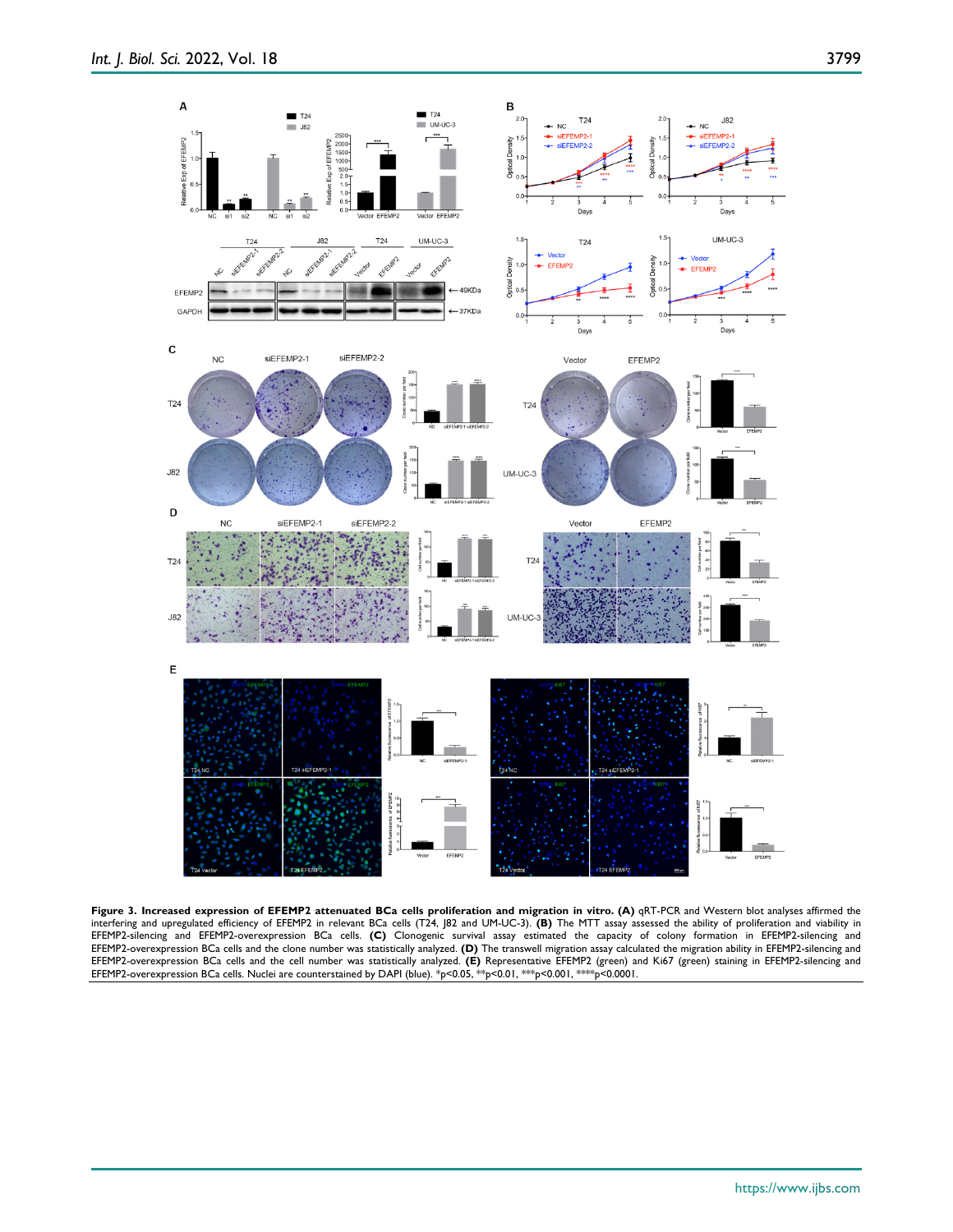A

T24
J82
Relative Exp of EFEMP2
NC si1 si2 NC si1 si2

T24
UM-UC-3
Relative Exp of EFEMP2
Vector EFEMP2 Vector EFEMP2

T24 J82 T24 UM-UC-3
NC siEFEMP2-1 siEFEMP2-2 NC siEFEMP2-1 siEFEMP2-2 Vector EFEMP2 Vector EFEMP2
EFEMP2 ← 49KDa
GAPDH ← 37KDa

B

T24
NC
siEFEMP2-1
siEFEMP2-2
Optical Density
Days

J82
NC
siEFEMP2-1
siEFEMP2-2
Optical Density
Days

T24
Vector
EFEMP2
Optical Density
Days

UM-UC-3
Vector
EFEMP2
Optical Density
Days

C

NC siEFEMP2-1 siEFEMP2-2
T24
J82

Vector EFEMP2
T24
UM-UC-3

D

NC siEFEMP2-1 siEFEMP2-2
T24
J82

Vector EFEMP2
T24
UM-UC-3

E

T24 NC
T24 siEFEMP2-1
T24 Vector
T24 EFEMP2

**Figure 3. Increased expression of EFEMP2 attenuated BCa cells proliferation and migration in vitro. (A)** qRT-PCR and Western blot analyses affirmed the interfering and upregulated efficiency of EFEMP2 in relevant BCa cells (T24, J82 and UM-UC-3). **(B)** The MTT assay assessed the ability of proliferation and viability in EFEMP2-silencing and EFEMP2-overexpression BCa cells. **(C)** Clonogenic survival assay estimated the capacity of colony formation in EFEMP2-silencing and EFEMP2-overexpression BCa cells and the clone number was statistically analyzed. **(D)** The transwell migration assay calculated the migration ability in EFEMP2-silencing and EFEMP2-overexpression BCa cells and the cell number was statistically analyzed. **(E)** Representative EFEMP2 (green) and Ki67 (green) staining in EFEMP2-silencing and EFEMP2-overexpression BCa cells. Nuclei are counterstained by DAPI (blue). *p<0.05, **p<0.01, ***p<0.001, ****p<0.0001.